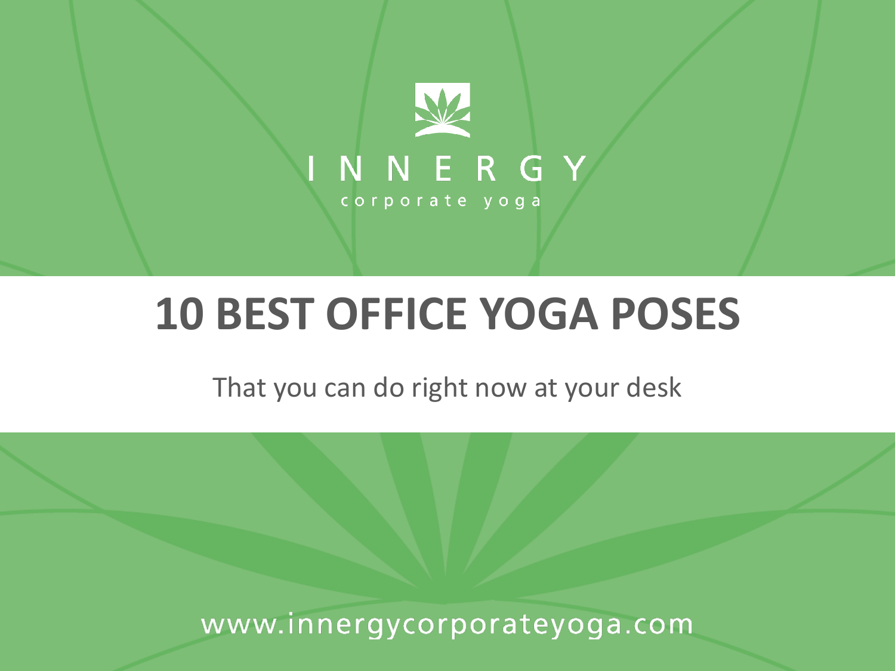INNERGY

corporate yoga

# 10 BEST OFFICE YOGA POSES

That you can do right now at your desk

www.innergycorporateyoga.com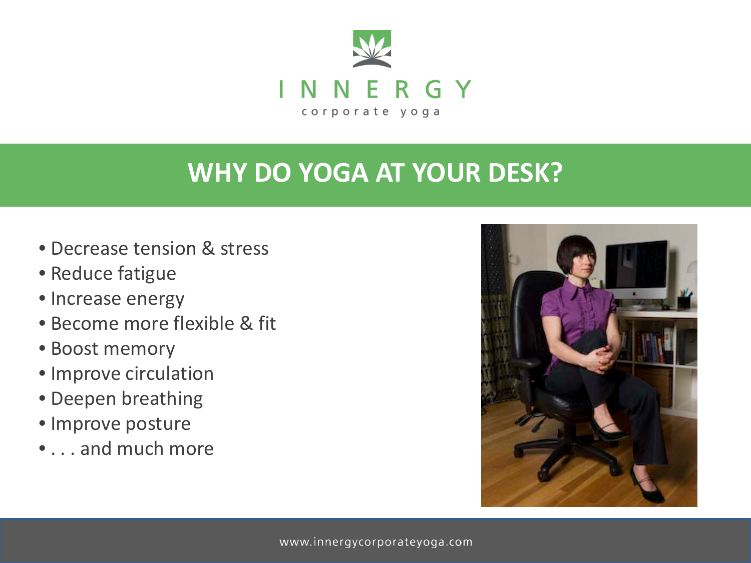INNERGY

corporate yoga

# WHY DO YOGA AT YOUR DESK?

- Decrease tension & stress
- Reduce fatigue
- Increase energy
- Become more flexible & fit
- Boost memory
- Improve circulation
- Deepen breathing
- Improve posture
- . . . and much more

www.innergycorporateyoga.com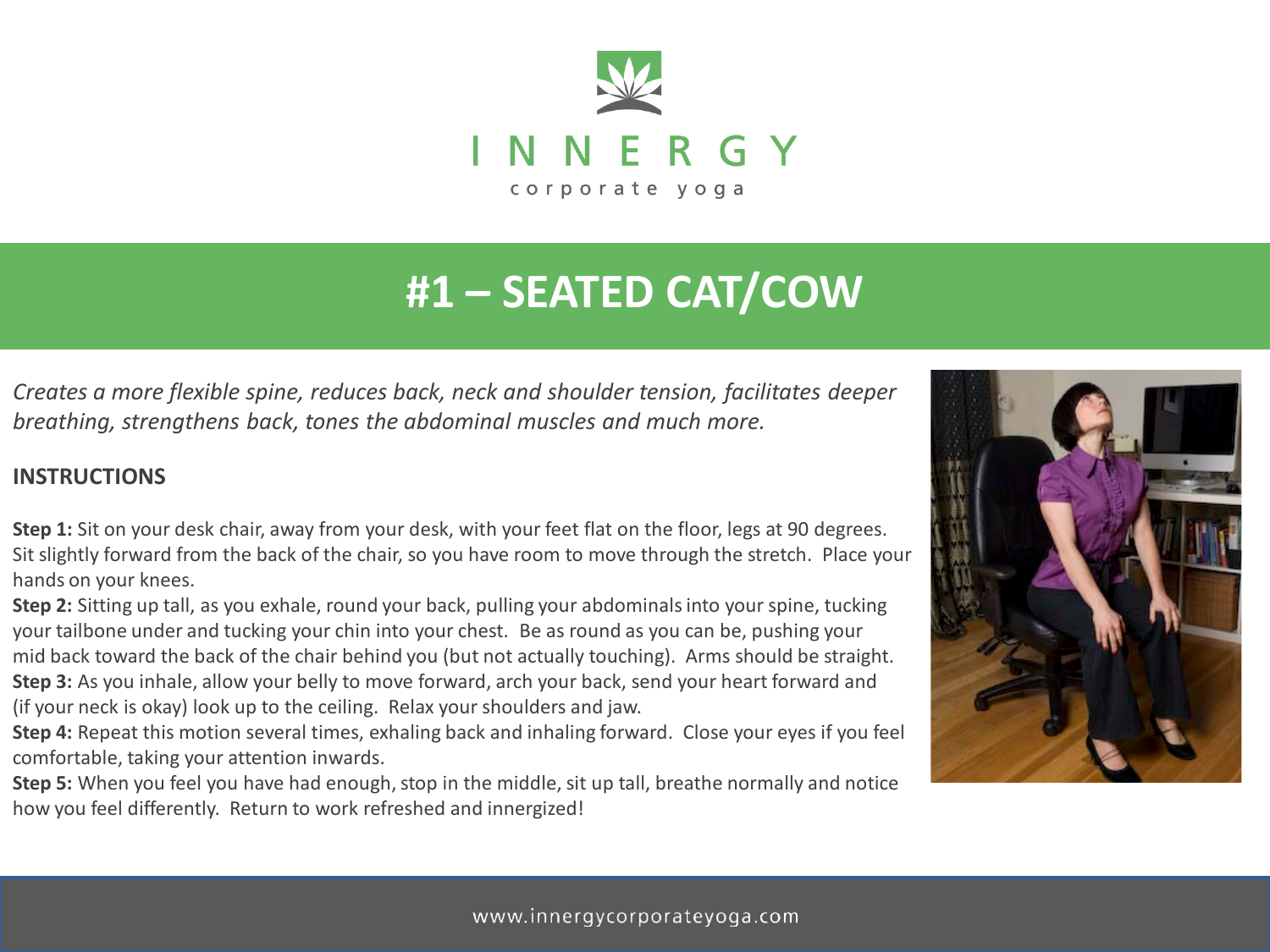# #1 – SEATED CAT/COW

*Creates a more flexible spine, reduces back, neck and shoulder tension, facilitates deeper breathing, strengthens back, tones the abdominal muscles and much more.*

**INSTRUCTIONS**

**Step 1:** Sit on your desk chair, away from your desk, with your feet flat on the floor, legs at 90 degrees. Sit slightly forward from the back of the chair, so you have room to move through the stretch. Place your hands on your knees.

**Step 2:** Sitting up tall, as you exhale, round your back, pulling your abdominals into your spine, tucking your tailbone under and tucking your chin into your chest. Be as round as you can be, pushing your mid back toward the back of the chair behind you (but not actually touching). Arms should be straight.

**Step 3:** As you inhale, allow your belly to move forward, arch your back, send your heart forward and (if your neck is okay) look up to the ceiling. Relax your shoulders and jaw.

**Step 4:** Repeat this motion several times, exhaling back and inhaling forward. Close your eyes if you feel comfortable, taking your attention inwards.

**Step 5:** When you feel you have had enough, stop in the middle, sit up tall, breathe normally and notice how you feel differently. Return to work refreshed and innergized!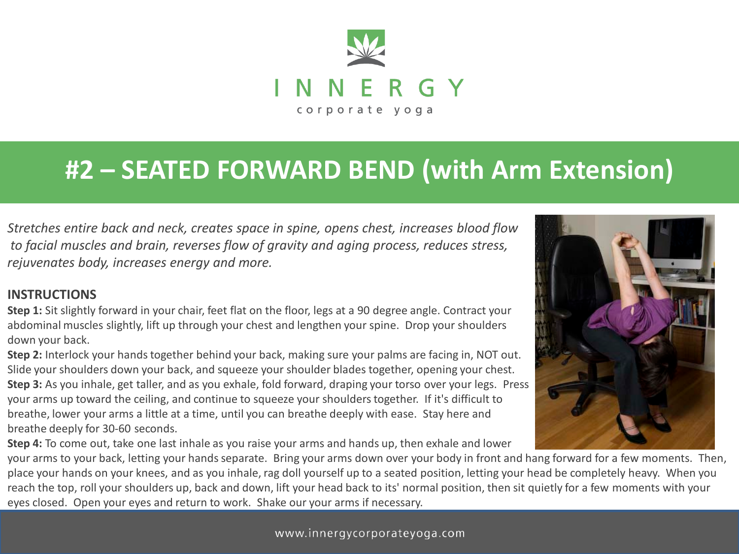INNERGY

corporate yoga

# #2 – SEATED FORWARD BEND (with Arm Extension)

*Stretches entire back and neck, creates space in spine, opens chest, increases blood flow to facial muscles and brain, reverses flow of gravity and aging process, reduces stress, rejuvenates body, increases energy and more.*

## INSTRUCTIONS

**Step 1:** Sit slightly forward in your chair, feet flat on the floor, legs at a 90 degree angle. Contract your abdominal muscles slightly, lift up through your chest and lengthen your spine. Drop your shoulders down your back.

**Step 2:** Interlock your hands together behind your back, making sure your palms are facing in, NOT out. Slide your shoulders down your back, and squeeze your shoulder blades together, opening your chest.

**Step 3:** As you inhale, get taller, and as you exhale, fold forward, draping your torso over your legs. Press your arms up toward the ceiling, and continue to squeeze your shoulders together. If it's difficult to breathe, lower your arms a little at a time, until you can breathe deeply with ease. Stay here and breathe deeply for 30-60 seconds.

**Step 4:** To come out, take one last inhale as you raise your arms and hands up, then exhale and lower your arms to your back, letting your hands separate. Bring your arms down over your body in front and hang forward for a few moments. Then, place your hands on your knees, and as you inhale, rag doll yourself up to a seated position, letting your head be completely heavy. When you reach the top, roll your shoulders up, back and down, lift your head back to its' normal position, then sit quietly for a few moments with your eyes closed. Open your eyes and return to work. Shake our your arms if necessary.

www.innergycorporateyoga.com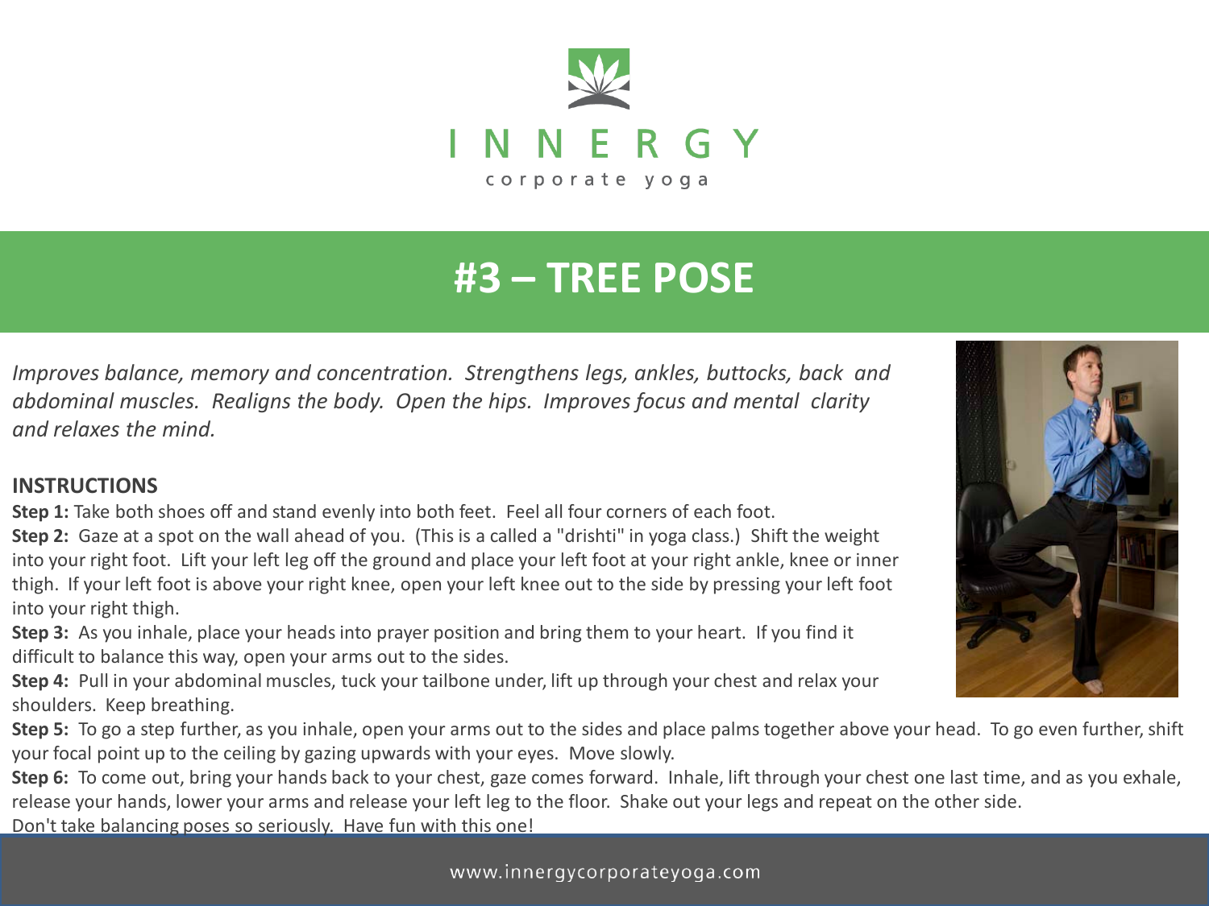INNERGY

corporate yoga

# #3 – TREE POSE

*Improves balance, memory and concentration. Strengthens legs, ankles, buttocks, back and abdominal muscles. Realigns the body. Open the hips. Improves focus and mental clarity and relaxes the mind.*

**INSTRUCTIONS**

**Step 1:** Take both shoes off and stand evenly into both feet. Feel all four corners of each foot.

**Step 2:** Gaze at a spot on the wall ahead of you. (This is a called a "drishti" in yoga class.) Shift the weight into your right foot. Lift your left leg off the ground and place your left foot at your right ankle, knee or inner thigh. If your left foot is above your right knee, open your left knee out to the side by pressing your left foot into your right thigh.

**Step 3:** As you inhale, place your heads into prayer position and bring them to your heart. If you find it difficult to balance this way, open your arms out to the sides.

**Step 4:** Pull in your abdominal muscles, tuck your tailbone under, lift up through your chest and relax your shoulders. Keep breathing.

**Step 5:** To go a step further, as you inhale, open your arms out to the sides and place palms together above your head. To go even further, shift your focal point up to the ceiling by gazing upwards with your eyes. Move slowly.

**Step 6:** To come out, bring your hands back to your chest, gaze comes forward. Inhale, lift through your chest one last time, and as you exhale, release your hands, lower your arms and release your left leg to the floor. Shake out your legs and repeat on the other side.

Don't take balancing poses so seriously. Have fun with this one!

www.innergycorporateyoga.com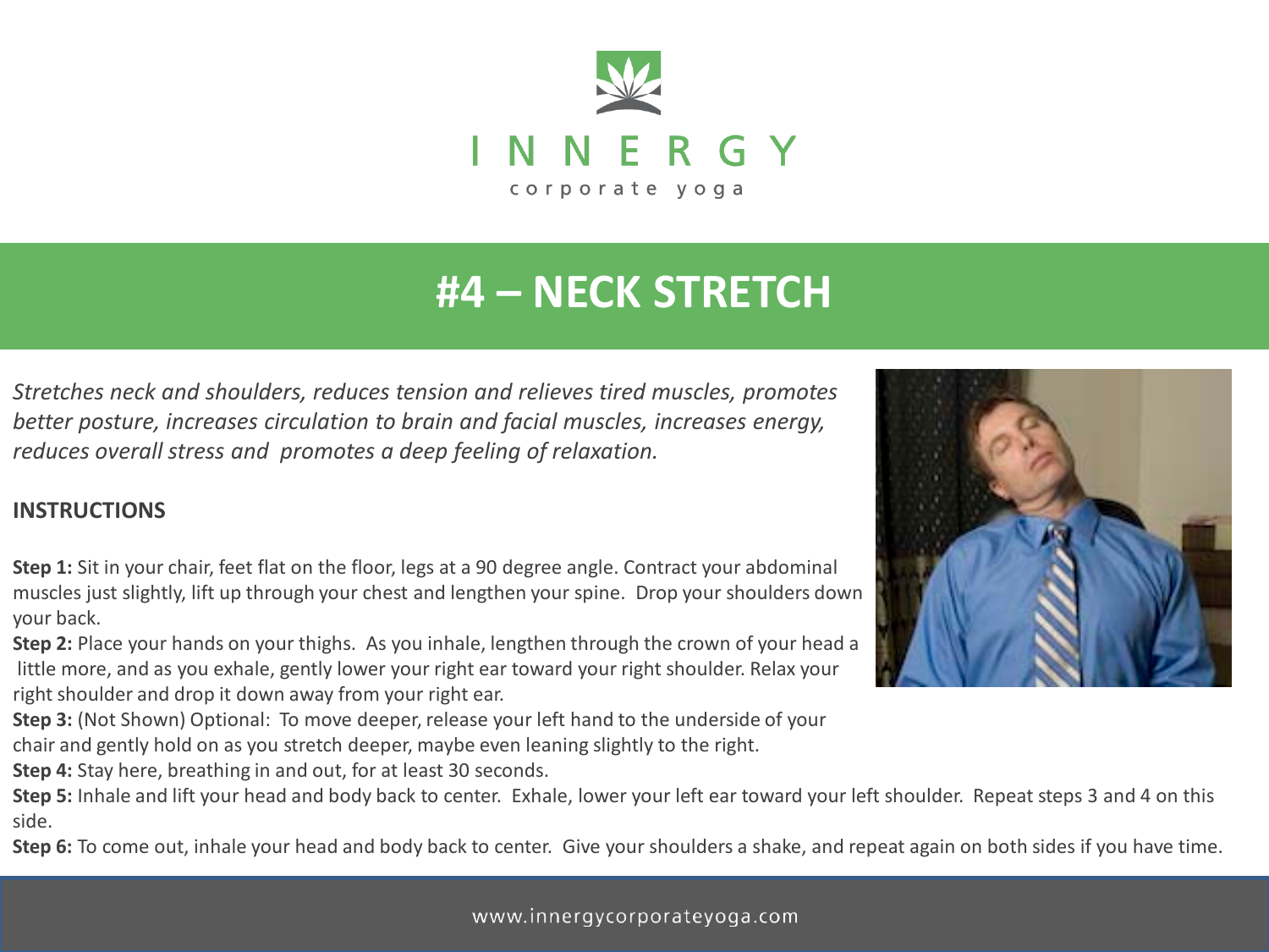INNERGY

corporate yoga

# #4 – NECK STRETCH

*Stretches neck and shoulders, reduces tension and relieves tired muscles, promotes better posture, increases circulation to brain and facial muscles, increases energy, reduces overall stress and promotes a deep feeling of relaxation.*

**INSTRUCTIONS**

**Step 1:** Sit in your chair, feet flat on the floor, legs at a 90 degree angle. Contract your abdominal muscles just slightly, lift up through your chest and lengthen your spine. Drop your shoulders down your back.

**Step 2:** Place your hands on your thighs. As you inhale, lengthen through the crown of your head a little more, and as you exhale, gently lower your right ear toward your right shoulder. Relax your right shoulder and drop it down away from your right ear.

**Step 3:** (Not Shown) Optional: To move deeper, release your left hand to the underside of your chair and gently hold on as you stretch deeper, maybe even leaning slightly to the right.

**Step 4:** Stay here, breathing in and out, for at least 30 seconds.

**Step 5:** Inhale and lift your head and body back to center. Exhale, lower your left ear toward your left shoulder. Repeat steps 3 and 4 on this side.

**Step 6:** To come out, inhale your head and body back to center. Give your shoulders a shake, and repeat again on both sides if you have time.

www.innergycorporateyoga.com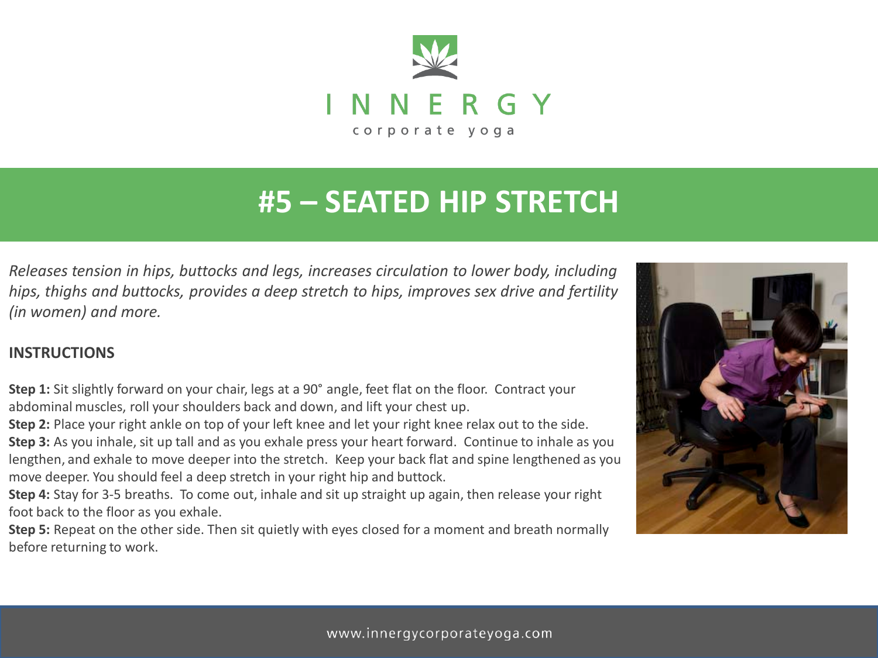INNERGY

corporate yoga

# #5 – SEATED HIP STRETCH

*Releases tension in hips, buttocks and legs, increases circulation to lower body, including hips, thighs and buttocks, provides a deep stretch to hips, improves sex drive and fertility (in women) and more.*

## INSTRUCTIONS

**Step 1:** Sit slightly forward on your chair, legs at a 90° angle, feet flat on the floor. Contract your abdominal muscles, roll your shoulders back and down, and lift your chest up.
**Step 2:** Place your right ankle on top of your left knee and let your right knee relax out to the side.
**Step 3:** As you inhale, sit up tall and as you exhale press your heart forward. Continue to inhale as you lengthen, and exhale to move deeper into the stretch. Keep your back flat and spine lengthened as you move deeper. You should feel a deep stretch in your right hip and buttock.
**Step 4:** Stay for 3-5 breaths. To come out, inhale and sit up straight up again, then release your right foot back to the floor as you exhale.
**Step 5:** Repeat on the other side. Then sit quietly with eyes closed for a moment and breath normally before returning to work.

www.innergycorporateyoga.com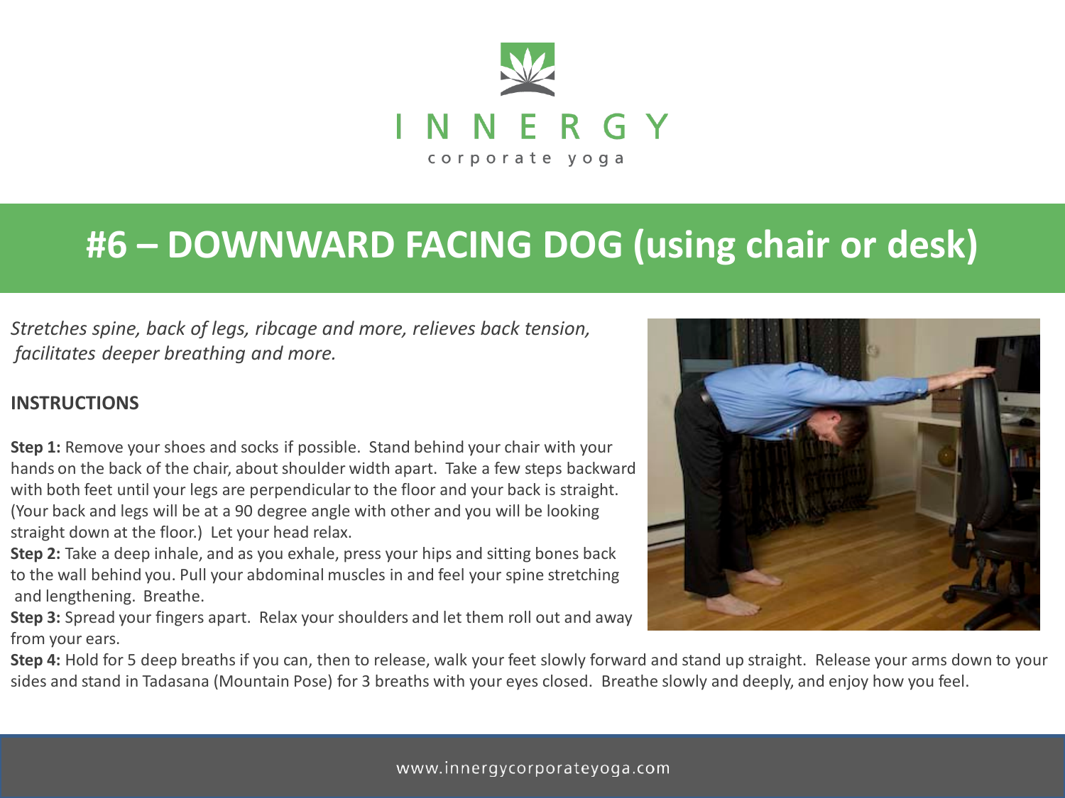INNERGY

corporate yoga

# #6 – DOWNWARD FACING DOG (using chair or desk)

*Stretches spine, back of legs, ribcage and more, relieves back tension, facilitates deeper breathing and more.*

**INSTRUCTIONS**

**Step 1:** Remove your shoes and socks if possible. Stand behind your chair with your hands on the back of the chair, about shoulder width apart. Take a few steps backward with both feet until your legs are perpendicular to the floor and your back is straight. (Your back and legs will be at a 90 degree angle with other and you will be looking straight down at the floor.) Let your head relax.

**Step 2:** Take a deep inhale, and as you exhale, press your hips and sitting bones back to the wall behind you. Pull your abdominal muscles in and feel your spine stretching and lengthening. Breathe.

**Step 3:** Spread your fingers apart. Relax your shoulders and let them roll out and away from your ears.

**Step 4:** Hold for 5 deep breaths if you can, then to release, walk your feet slowly forward and stand up straight. Release your arms down to your sides and stand in Tadasana (Mountain Pose) for 3 breaths with your eyes closed. Breathe slowly and deeply, and enjoy how you feel.

www.innergycorporateyoga.com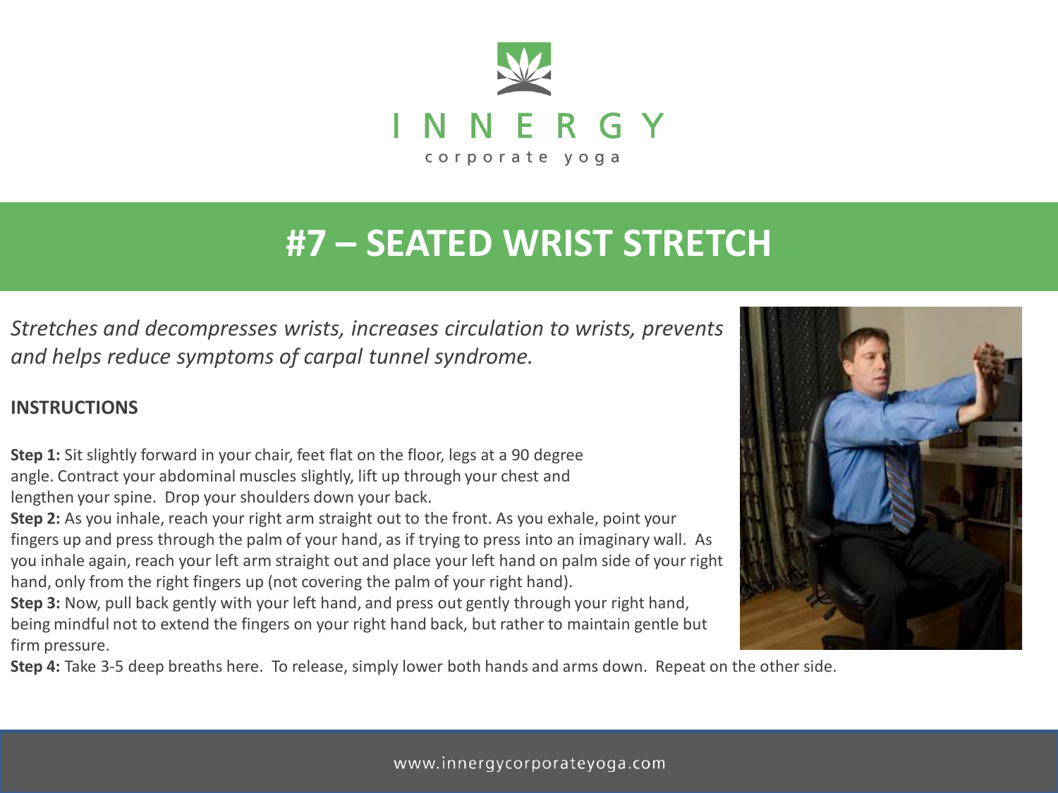# #7 – SEATED WRIST STRETCH

*Stretches and decompresses wrists, increases circulation to wrists, prevents and helps reduce symptoms of carpal tunnel syndrome.*

**INSTRUCTIONS**

**Step 1:** Sit slightly forward in your chair, feet flat on the floor, legs at a 90 degree angle. Contract your abdominal muscles slightly, lift up through your chest and lengthen your spine. Drop your shoulders down your back.

**Step 2:** As you inhale, reach your right arm straight out to the front. As you exhale, point your fingers up and press through the palm of your hand, as if trying to press into an imaginary wall. As you inhale again, reach your left arm straight out and place your left hand on palm side of your right hand, only from the right fingers up (not covering the palm of your right hand).

**Step 3:** Now, pull back gently with your left hand, and press out gently through your right hand, being mindful not to extend the fingers on your right hand back, but rather to maintain gentle but firm pressure.

**Step 4:** Take 3-5 deep breaths here. To release, simply lower both hands and arms down. Repeat on the other side.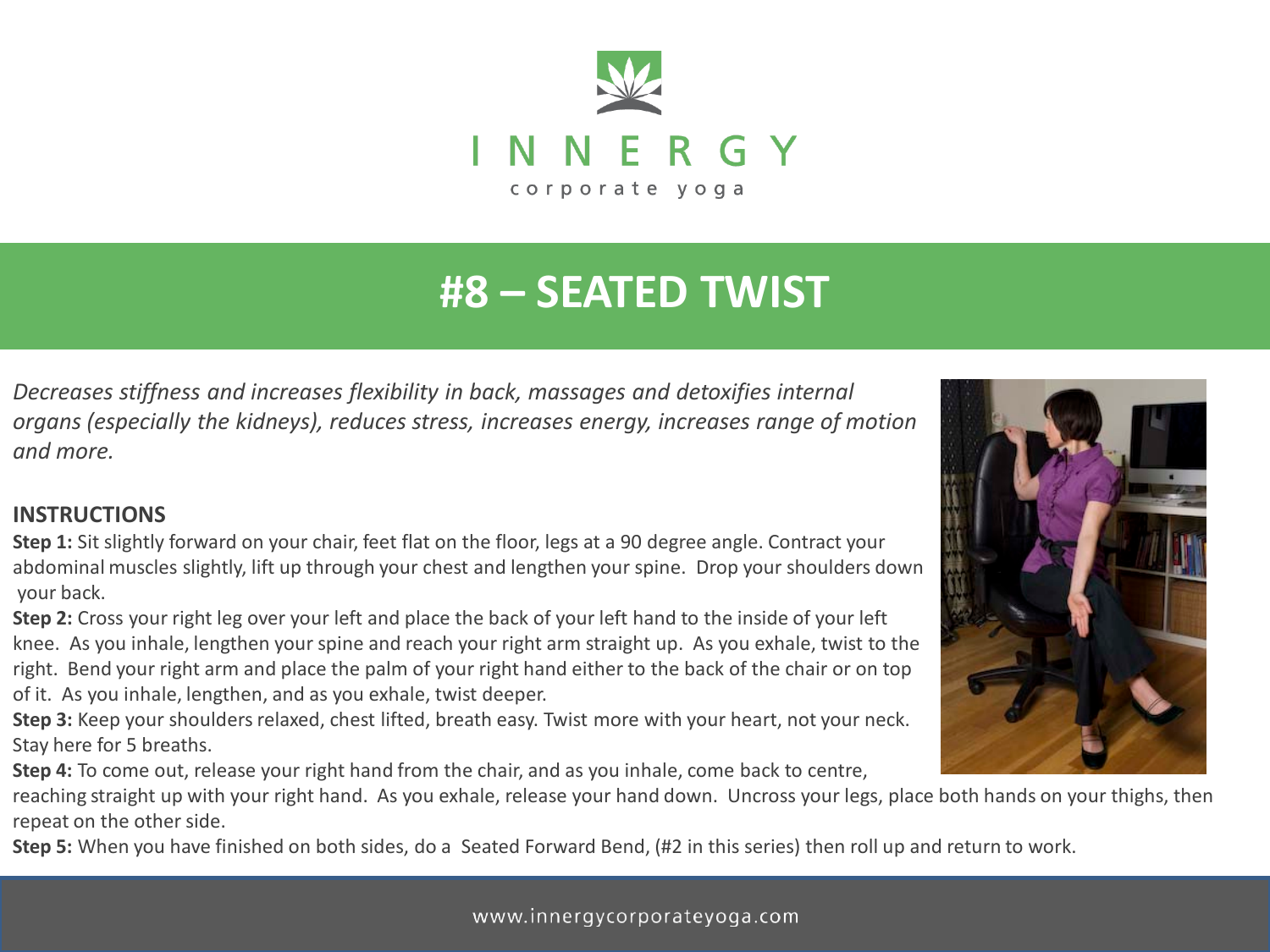INNERGY

corporate yoga

# #8 – SEATED TWIST

*Decreases stiffness and increases flexibility in back, massages and detoxifies internal organs (especially the kidneys), reduces stress, increases energy, increases range of motion and more.*

## INSTRUCTIONS

**Step 1:** Sit slightly forward on your chair, feet flat on the floor, legs at a 90 degree angle. Contract your abdominal muscles slightly, lift up through your chest and lengthen your spine. Drop your shoulders down your back.

**Step 2:** Cross your right leg over your left and place the back of your left hand to the inside of your left knee. As you inhale, lengthen your spine and reach your right arm straight up. As you exhale, twist to the right. Bend your right arm and place the palm of your right hand either to the back of the chair or on top of it. As you inhale, lengthen, and as you exhale, twist deeper.

**Step 3:** Keep your shoulders relaxed, chest lifted, breath easy. Twist more with your heart, not your neck. Stay here for 5 breaths.

**Step 4:** To come out, release your right hand from the chair, and as you inhale, come back to centre, reaching straight up with your right hand. As you exhale, release your hand down. Uncross your legs, place both hands on your thighs, then repeat on the other side.

**Step 5:** When you have finished on both sides, do a Seated Forward Bend, (#2 in this series) then roll up and return to work.

www.innergycorporateyoga.com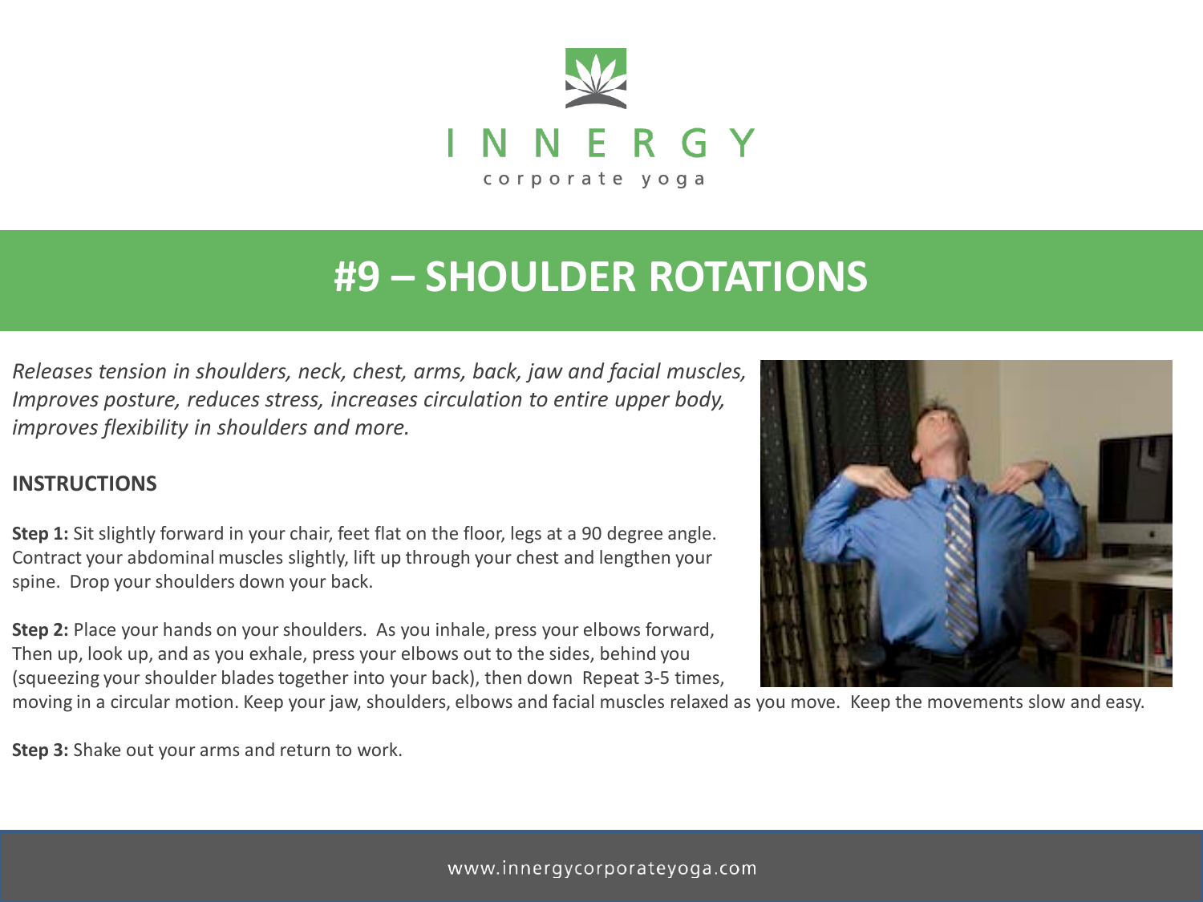INNERGY

corporate yoga

# #9 – SHOULDER ROTATIONS

*Releases tension in shoulders, neck, chest, arms, back, jaw and facial muscles, Improves posture, reduces stress, increases circulation to entire upper body, improves flexibility in shoulders and more.*

## INSTRUCTIONS

**Step 1:** Sit slightly forward in your chair, feet flat on the floor, legs at a 90 degree angle. Contract your abdominal muscles slightly, lift up through your chest and lengthen your spine. Drop your shoulders down your back.

**Step 2:** Place your hands on your shoulders. As you inhale, press your elbows forward, Then up, look up, and as you exhale, press your elbows out to the sides, behind you (squeezing your shoulder blades together into your back), then down Repeat 3-5 times, moving in a circular motion. Keep your jaw, shoulders, elbows and facial muscles relaxed as you move. Keep the movements slow and easy.

**Step 3:** Shake out your arms and return to work.

www.innergycorporateyoga.com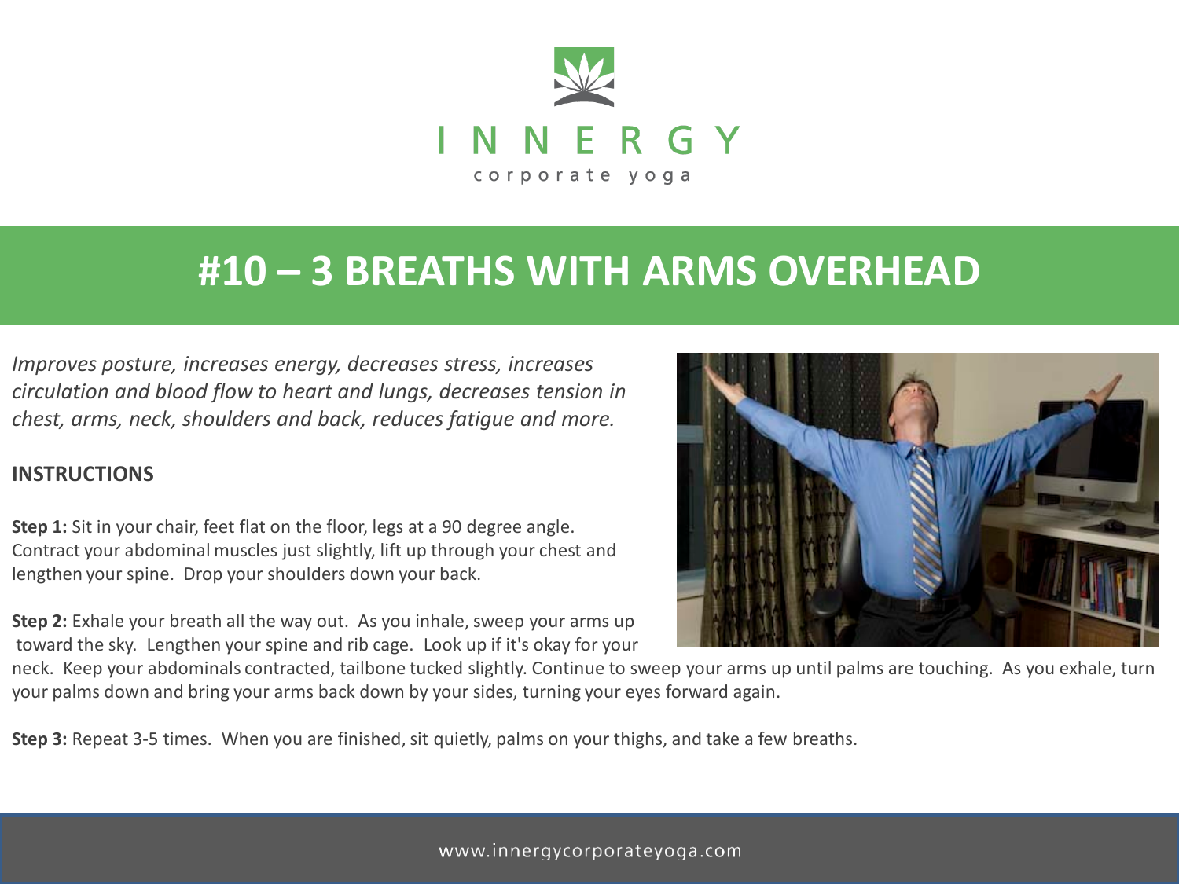INNERGY

corporate yoga

# #10 – 3 BREATHS WITH ARMS OVERHEAD

*Improves posture, increases energy, decreases stress, increases circulation and blood flow to heart and lungs, decreases tension in chest, arms, neck, shoulders and back, reduces fatigue and more.*

**INSTRUCTIONS**

**Step 1:** Sit in your chair, feet flat on the floor, legs at a 90 degree angle. Contract your abdominal muscles just slightly, lift up through your chest and lengthen your spine. Drop your shoulders down your back.

**Step 2:** Exhale your breath all the way out. As you inhale, sweep your arms up toward the sky. Lengthen your spine and rib cage. Look up if it's okay for your neck. Keep your abdominals contracted, tailbone tucked slightly. Continue to sweep your arms up until palms are touching. As you exhale, turn your palms down and bring your arms back down by your sides, turning your eyes forward again.

**Step 3:** Repeat 3-5 times. When you are finished, sit quietly, palms on your thighs, and take a few breaths.

www.innergycorporateyoga.com